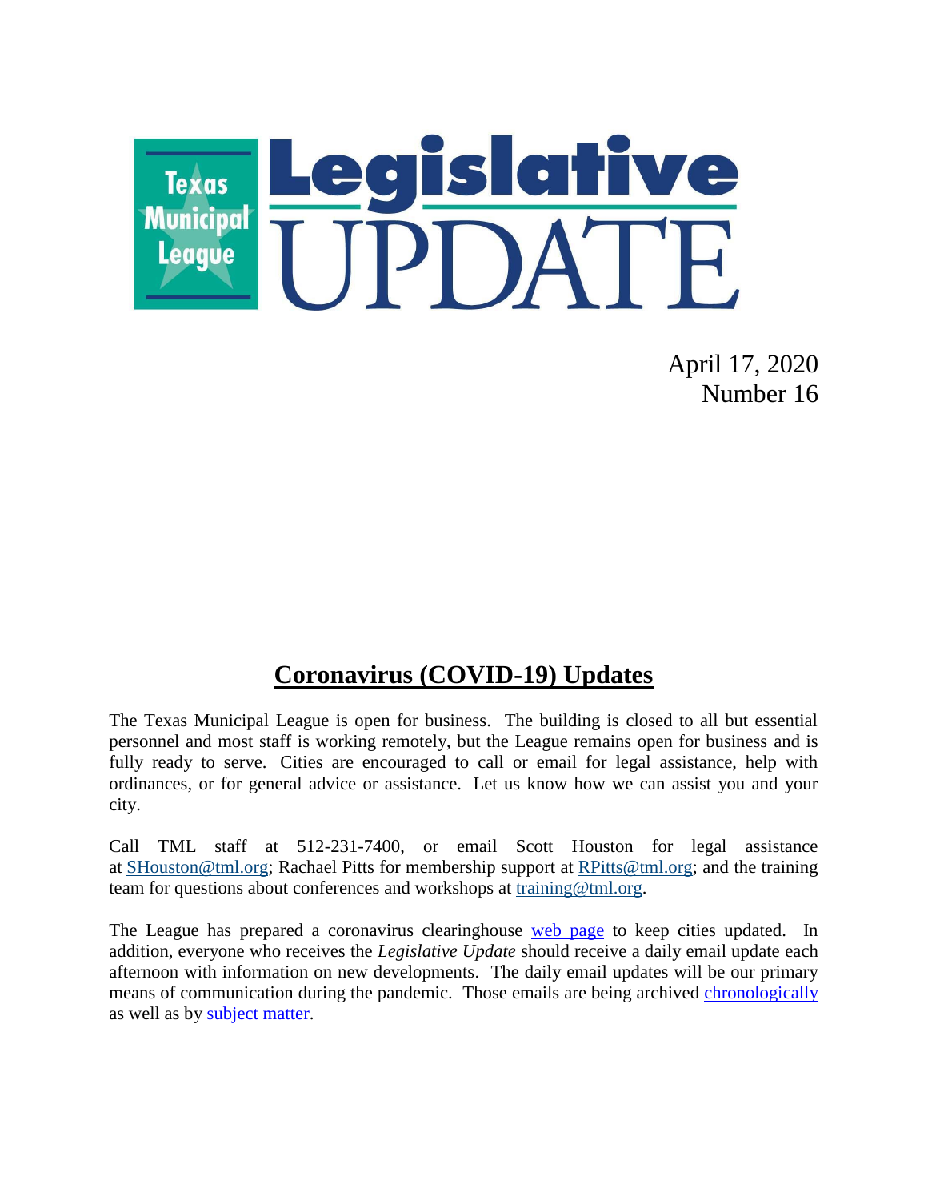# Texas Municipal League Legislative UPDATE

April 17, 2020
Number 16

## Coronavirus (COVID-19) Updates

The Texas Municipal League is open for business. The building is closed to all but essential personnel and most staff is working remotely, but the League remains open for business and is fully ready to serve. Cities are encouraged to call or email for legal assistance, help with ordinances, or for general advice or assistance. Let us know how we can assist you and your city.

Call TML staff at 512-231-7400, or email Scott Houston for legal assistance at SHouston@tml.org; Rachael Pitts for membership support at RPitts@tml.org; and the training team for questions about conferences and workshops at training@tml.org.

The League has prepared a coronavirus clearinghouse web page to keep cities updated. In addition, everyone who receives the *Legislative Update* should receive a daily email update each afternoon with information on new developments. The daily email updates will be our primary means of communication during the pandemic. Those emails are being archived chronologically as well as by subject matter.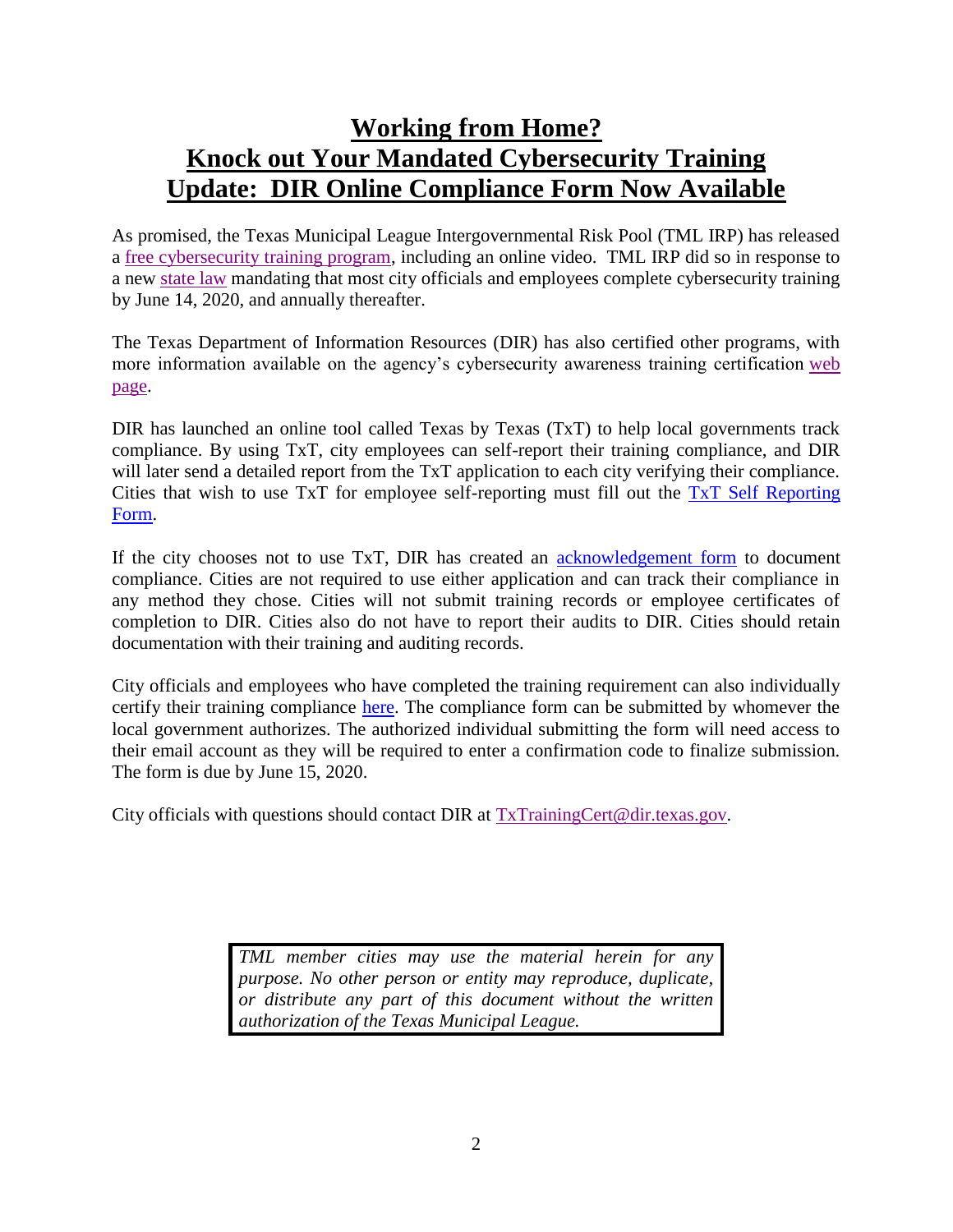# Working from Home? Knock out Your Mandated Cybersecurity Training Update: DIR Online Compliance Form Now Available

As promised, the Texas Municipal League Intergovernmental Risk Pool (TML IRP) has released a free cybersecurity training program, including an online video. TML IRP did so in response to a new state law mandating that most city officials and employees complete cybersecurity training by June 14, 2020, and annually thereafter.

The Texas Department of Information Resources (DIR) has also certified other programs, with more information available on the agency's cybersecurity awareness training certification web page.

DIR has launched an online tool called Texas by Texas (TxT) to help local governments track compliance. By using TxT, city employees can self-report their training compliance, and DIR will later send a detailed report from the TxT application to each city verifying their compliance. Cities that wish to use TxT for employee self-reporting must fill out the TxT Self Reporting Form.

If the city chooses not to use TxT, DIR has created an acknowledgement form to document compliance. Cities are not required to use either application and can track their compliance in any method they chose. Cities will not submit training records or employee certificates of completion to DIR. Cities also do not have to report their audits to DIR. Cities should retain documentation with their training and auditing records.

City officials and employees who have completed the training requirement can also individually certify their training compliance here. The compliance form can be submitted by whomever the local government authorizes. The authorized individual submitting the form will need access to their email account as they will be required to enter a confirmation code to finalize submission. The form is due by June 15, 2020.

City officials with questions should contact DIR at TxTrainingCert@dir.texas.gov.

*TML member cities may use the material herein for any purpose. No other person or entity may reproduce, duplicate, or distribute any part of this document without the written authorization of the Texas Municipal League.*